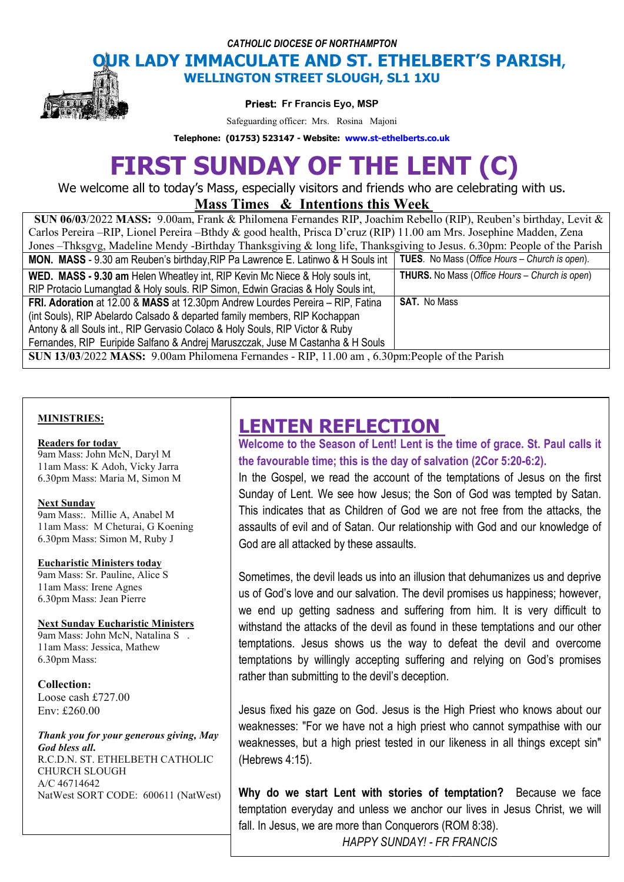*CATHOLIC DIOCESE OF NORTHAMPTON*

# OUR LADY IMMACULATE AND ST. ETHELBERT'S PARISH,

## WELLINGTON STREET SLOUGH, SL1 1XU

**Priest: Fr Francis Eyo, MSP**

Safeguarding officer: Mrs. Rosina Majoni

**Telephone: (01753) 523147 - Website: www.st-ethelberts.co.uk**

# FIRST SUNDAY OF THE LENT (C)

We welcome all to today's Mass, especially visitors and friends who are celebrating with us.

## Mass Times & Intentions this Week

| | |
|---|---|
| **SUN 06/03**/2022 **MASS:** 9.00am, Frank & Philomena Fernandes RIP, Joachim Rebello (RIP), Reuben's birthday, Levit & Carlos Pereira –RIP, Lionel Pereira –Bthdy & good health, Prisca D'cruz (RIP) 11.00 am Mrs. Josephine Madden, Zena Jones –Thksgvg, Madeline Mendy -Birthday Thanksgiving & long life, Thanksgiving to Jesus. 6.30pm: People of the Parish | |
| **MON. MASS** - 9.30 am Reuben's birthday,RIP Pa Lawrence E. Latinwo & H Souls int | **TUES**. No Mass (*Office Hours – Church is open*). |
| **WED. MASS - 9.30 am** Helen Wheatley int, RIP Kevin Mc Niece & Holy souls int, RIP Protacio Lumangtad & Holy souls. RIP Simon, Edwin Gracias & Holy Souls int, | **THURS.** No Mass (*Office Hours – Church is open*) |
| **FRI. Adoration** at 12.00 & **MASS** at 12.30pm Andrew Lourdes Pereira – RIP, Fatina (int Souls), RIP Abelardo Calsado & departed family members, RIP Kochappan Antony & all Souls int., RIP Gervasio Colaco & Holy Souls, RIP Victor & Ruby Fernandes, RIP Euripide Salfano & Andrej Maruszczak, Juse M Castanha & H Souls | **SAT.** No Mass |
| **SUN 13/03**/2022 **MASS:** 9.00am Philomena Fernandes - RIP, 11.00 am , 6.30pm:People of the Parish | |

**MINISTRIES:**

**Readers for today**
9am Mass: John McN, Daryl M
11am Mass: K Adoh, Vicky Jarra
6.30pm Mass: Maria M, Simon M

**Next Sunday**
9am Mass:. Millie A, Anabel M
11am Mass: M Cheturai, G Koening
6.30pm Mass: Simon M, Ruby J

**Eucharistic Ministers today**
9am Mass: Sr. Pauline, Alice S
11am Mass: Irene Agnes
6.30pm Mass: Jean Pierre

**Next Sunday Eucharistic Ministers**
9am Mass: John McN, Natalina S .
11am Mass: Jessica, Mathew
6.30pm Mass:

**Collection:**
Loose cash £727.00
Env: £260.00

***Thank you for your generous giving, May God bless all.***
R.C.D.N. ST. ETHELBETH CATHOLIC CHURCH SLOUGH
A/C 46714642
NatWest SORT CODE: 600611 (NatWest)

# LENTEN REFLECTION

**Welcome to the Season of Lent! Lent is the time of grace. St. Paul calls it the favourable time; this is the day of salvation (2Cor 5:20-6:2).**

In the Gospel, we read the account of the temptations of Jesus on the first Sunday of Lent. We see how Jesus; the Son of God was tempted by Satan. This indicates that as Children of God we are not free from the attacks, the assaults of evil and of Satan. Our relationship with God and our knowledge of God are all attacked by these assaults.

Sometimes, the devil leads us into an illusion that dehumanizes us and deprive us of God's love and our salvation. The devil promises us happiness; however, we end up getting sadness and suffering from him. It is very difficult to withstand the attacks of the devil as found in these temptations and our other temptations. Jesus shows us the way to defeat the devil and overcome temptations by willingly accepting suffering and relying on God's promises rather than submitting to the devil's deception.

Jesus fixed his gaze on God. Jesus is the High Priest who knows about our weaknesses: "For we have not a high priest who cannot sympathise with our weaknesses, but a high priest tested in our likeness in all things except sin" (Hebrews 4:15).

**Why do we start Lent with stories of temptation?** Because we face temptation everyday and unless we anchor our lives in Jesus Christ, we will fall. In Jesus, we are more than Conquerors (ROM 8:38).

*HAPPY SUNDAY! - FR FRANCIS*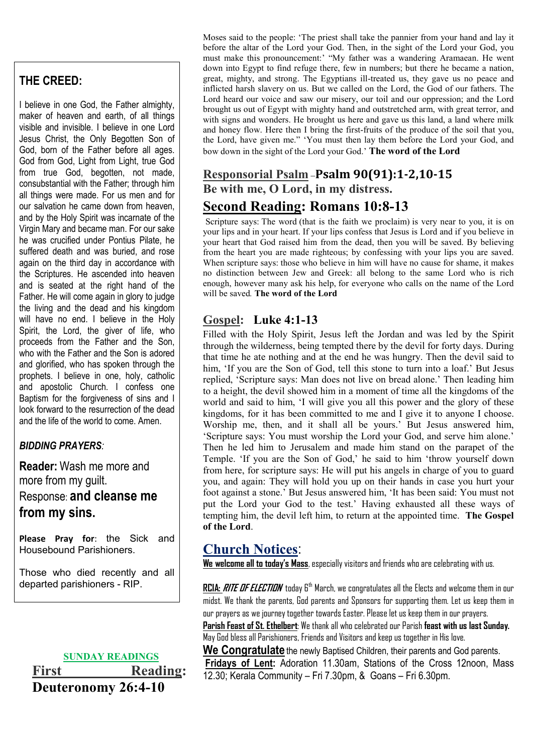## THE CREED:

I believe in one God, the Father almighty, maker of heaven and earth, of all things visible and invisible. I believe in one Lord Jesus Christ, the Only Begotten Son of God, born of the Father before all ages. God from God, Light from Light, true God from true God, begotten, not made, consubstantial with the Father; through him all things were made. For us men and for our salvation he came down from heaven, and by the Holy Spirit was incarnate of the Virgin Mary and became man. For our sake he was crucified under Pontius Pilate, he suffered death and was buried, and rose again on the third day in accordance with the Scriptures. He ascended into heaven and is seated at the right hand of the Father. He will come again in glory to judge the living and the dead and his kingdom will have no end. I believe in the Holy Spirit, the Lord, the giver of life, who proceeds from the Father and the Son, who with the Father and the Son is adored and glorified, who has spoken through the prophets. I believe in one, holy, catholic and apostolic Church. I confess one Baptism for the forgiveness of sins and I look forward to the resurrection of the dead and the life of the world to come. Amen.

***BIDDING PRAYERS***:

**Reader:** Wash me more and more from my guilt.
Response: **and cleanse me from my sins.**

**Please Pray for**: the Sick and Housebound Parishioners.

Those who died recently and all departed parishioners - RIP.

**SUNDAY READINGS**

**First Reading: Deuteronomy 26:4-10**

Moses said to the people: 'The priest shall take the pannier from your hand and lay it before the altar of the Lord your God. Then, in the sight of the Lord your God, you must make this pronouncement:' "My father was a wandering Aramaean. He went down into Egypt to find refuge there, few in numbers; but there he became a nation, great, mighty, and strong. The Egyptians ill-treated us, they gave us no peace and inflicted harsh slavery on us. But we called on the Lord, the God of our fathers. The Lord heard our voice and saw our misery, our toil and our oppression; and the Lord brought us out of Egypt with mighty hand and outstretched arm, with great terror, and with signs and wonders. He brought us here and gave us this land, a land where milk and honey flow. Here then I bring the first-fruits of the produce of the soil that you, the Lord, have given me." 'You must then lay them before the Lord your God, and bow down in the sight of the Lord your God.' **The word of the Lord**

## Responsorial Psalm – Psalm 90(91):1-2,10-15

**Be with me, O Lord, in my distress.**

## Second Reading: Romans 10:8-13

Scripture says: The word (that is the faith we proclaim) is very near to you, it is on your lips and in your heart. If your lips confess that Jesus is Lord and if you believe in your heart that God raised him from the dead, then you will be saved. By believing from the heart you are made righteous; by confessing with your lips you are saved. When scripture says: those who believe in him will have no cause for shame, it makes no distinction between Jew and Greek: all belong to the same Lord who is rich enough, however many ask his help, for everyone who calls on the name of the Lord will be saved. **The word of the Lord**

## Gospel: Luke 4:1-13

Filled with the Holy Spirit, Jesus left the Jordan and was led by the Spirit through the wilderness, being tempted there by the devil for forty days. During that time he ate nothing and at the end he was hungry. Then the devil said to him, 'If you are the Son of God, tell this stone to turn into a loaf.' But Jesus replied, 'Scripture says: Man does not live on bread alone.' Then leading him to a height, the devil showed him in a moment of time all the kingdoms of the world and said to him, 'I will give you all this power and the glory of these kingdoms, for it has been committed to me and I give it to anyone I choose. Worship me, then, and it shall all be yours.' But Jesus answered him, 'Scripture says: You must worship the Lord your God, and serve him alone.' Then he led him to Jerusalem and made him stand on the parapet of the Temple. 'If you are the Son of God,' he said to him 'throw yourself down from here, for scripture says: He will put his angels in charge of you to guard you, and again: They will hold you up on their hands in case you hurt your foot against a stone.' But Jesus answered him, 'It has been said: You must not put the Lord your God to the test.' Having exhausted all these ways of tempting him, the devil left him, to return at the appointed time. **The Gospel of the Lord**.

## Church Notices:

**We welcome all to today's Mass**, especially visitors and friends who are celebrating with us.

**RCIA: *RITE OF ELECTION*** today 6th March, we congratulates all the Elects and welcome them in our midst. We thank the parents, God parents and Sponsors for supporting them. Let us keep them in our prayers as we journey together towards Easter. Please let us keep them in our prayers.

**Parish Feast of St. Ethelbert**: We thank all who celebrated our Parish **feast with us last Sunday.** May God bless all Parishioners, Friends and Visitors and keep us together in His love.

**We Congratulate** the newly Baptised Children, their parents and God parents.

**Fridays of Lent:** Adoration 11.30am, Stations of the Cross 12noon, Mass 12.30; Kerala Community – Fri 7.30pm, & Goans – Fri 6.30pm.